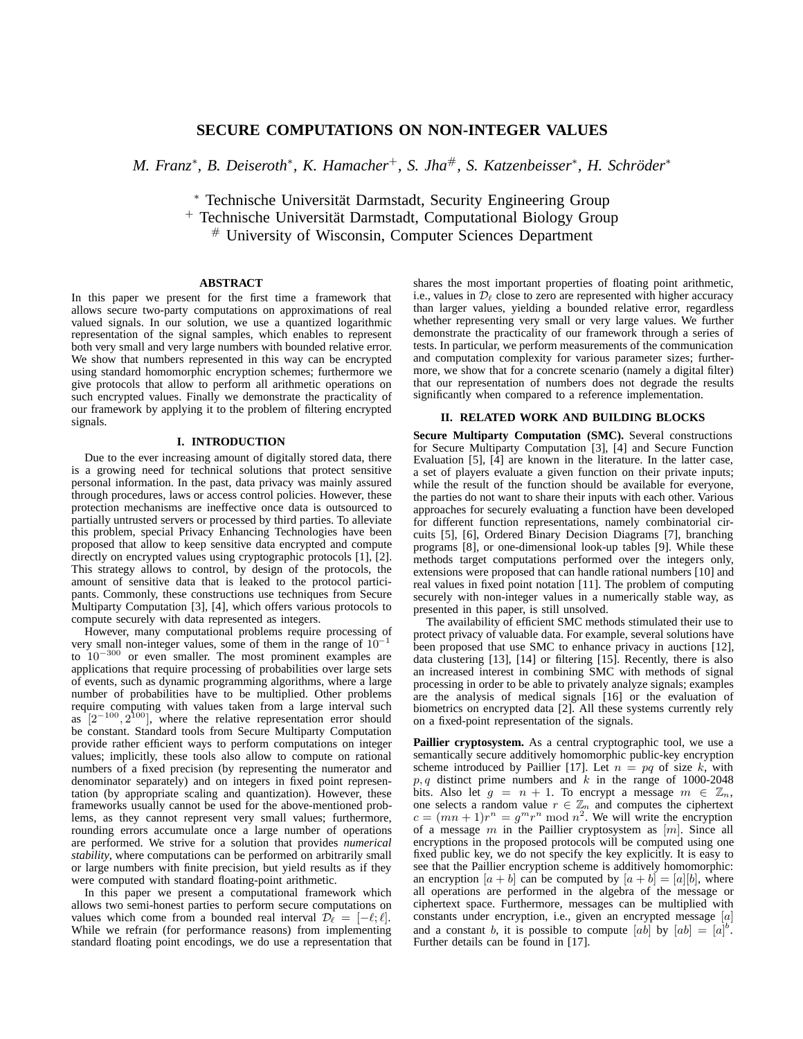# SECURE COMPUTATIONS ON NON-INTEGER VALUES

*M. Franz\*, B. Deiseroth\*, K. Hamacher+, S. Jha#, S. Katzenbeisser\*, H. Schröder\**

\* Technische Universität Darmstadt, Security Engineering Group
+ Technische Universität Darmstadt, Computational Biology Group
# University of Wisconsin, Computer Sciences Department

## ABSTRACT

In this paper we present for the first time a framework that allows secure two-party computations on approximations of real valued signals. In our solution, we use a quantized logarithmic representation of the signal samples, which enables to represent both very small and very large numbers with bounded relative error. We show that numbers represented in this way can be encrypted using standard homomorphic encryption schemes; furthermore we give protocols that allow to perform all arithmetic operations on such encrypted values. Finally we demonstrate the practicality of our framework by applying it to the problem of filtering encrypted signals.

## I. INTRODUCTION

Due to the ever increasing amount of digitally stored data, there is a growing need for technical solutions that protect sensitive personal information. In the past, data privacy was mainly assured through procedures, laws or access control policies. However, these protection mechanisms are ineffective once data is outsourced to partially untrusted servers or processed by third parties. To alleviate this problem, special Privacy Enhancing Technologies have been proposed that allow to keep sensitive data encrypted and compute directly on encrypted values using cryptographic protocols [1], [2]. This strategy allows to control, by design of the protocols, the amount of sensitive data that is leaked to the protocol participants. Commonly, these constructions use techniques from Secure Multiparty Computation [3], [4], which offers various protocols to compute securely with data represented as integers.

However, many computational problems require processing of very small non-integer values, some of them in the range of $10^{-1}$ to $10^{-300}$ or even smaller. The most prominent examples are applications that require processing of probabilities over large sets of events, such as dynamic programming algorithms, where a large number of probabilities have to be multiplied. Other problems require computing with values taken from a large interval such as $[2^{-100}, 2^{100}]$, where the relative representation error should be constant. Standard tools from Secure Multiparty Computation provide rather efficient ways to perform computations on integer values; implicitly, these tools also allow to compute on rational numbers of a fixed precision (by representing the numerator and denominator separately) and on integers in fixed point representation (by appropriate scaling and quantization). However, these frameworks usually cannot be used for the above-mentioned problems, as they cannot represent very small values; furthermore, rounding errors accumulate once a large number of operations are performed. We strive for a solution that provides *numerical stability*, where computations can be performed on arbitrarily small or large numbers with finite precision, but yield results as if they were computed with standard floating-point arithmetic.

In this paper we present a computational framework which allows two semi-honest parties to perform secure computations on values which come from a bounded real interval $\mathcal{D}_\ell = [-\ell; \ell]$. While we refrain (for performance reasons) from implementing standard floating point encodings, we do use a representation that shares the most important properties of floating point arithmetic, i.e., values in $\mathcal{D}_\ell$ close to zero are represented with higher accuracy than larger values, yielding a bounded relative error, regardless whether representing very small or very large values. We further demonstrate the practicality of our framework through a series of tests. In particular, we perform measurements of the communication and computation complexity for various parameter sizes; furthermore, we show that for a concrete scenario (namely a digital filter) that our representation of numbers does not degrade the results significantly when compared to a reference implementation.

## II. RELATED WORK AND BUILDING BLOCKS

**Secure Multiparty Computation (SMC).** Several constructions for Secure Multiparty Computation [3], [4] and Secure Function Evaluation [5], [4] are known in the literature. In the latter case, a set of players evaluate a given function on their private inputs; while the result of the function should be available for everyone, the parties do not want to share their inputs with each other. Various approaches for securely evaluating a function have been developed for different function representations, namely combinatorial circuits [5], [6], Ordered Binary Decision Diagrams [7], branching programs [8], or one-dimensional look-up tables [9]. While these methods target computations performed over the integers only, extensions were proposed that can handle rational numbers [10] and real values in fixed point notation [11]. The problem of computing securely with non-integer values in a numerically stable way, as presented in this paper, is still unsolved.

The availability of efficient SMC methods stimulated their use to protect privacy of valuable data. For example, several solutions have been proposed that use SMC to enhance privacy in auctions [12], data clustering [13], [14] or filtering [15]. Recently, there is also an increased interest in combining SMC with methods of signal processing in order to be able to privately analyze signals; examples are the analysis of medical signals [16] or the evaluation of biometrics on encrypted data [2]. All these systems currently rely on a fixed-point representation of the signals.

**Paillier cryptosystem.** As a central cryptographic tool, we use a semantically secure additively homomorphic public-key encryption scheme introduced by Paillier [17]. Let $n = pq$ of size $k$, with $p, q$ distinct prime numbers and $k$ in the range of 1000-2048 bits. Also let $g = n + 1$. To encrypt a message $m \in \mathbb{Z}_n$, one selects a random value $r \in \mathbb{Z}_n$ and computes the ciphertext $c = (mn + 1)r^n = g^m r^n \bmod n^2$. We will write the encryption of a message $m$ in the Paillier cryptosystem as $[m]$. Since all encryptions in the proposed protocols will be computed using one fixed public key, we do not specify the key explicitly. It is easy to see that the Paillier encryption scheme is additively homomorphic: an encryption $[a + b]$ can be computed by $[a + b] = [a][b]$, where all operations are performed in the algebra of the message or ciphertext space. Furthermore, messages can be multiplied with constants under encryption, i.e., given an encrypted message $[a]$ and a constant $b$, it is possible to compute $[ab]$ by $[ab] = [a]^b$. Further details can be found in [17].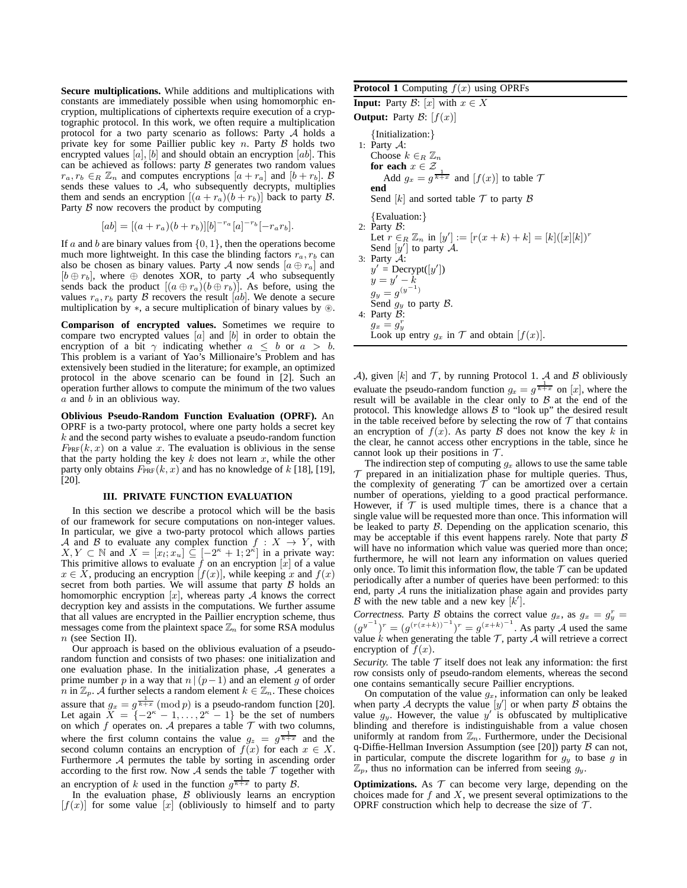**Secure multiplications.** While additions and multiplications with constants are immediately possible when using homomorphic encryption, multiplications of ciphertexts require execution of a cryptographic protocol. In this work, we often require a multiplication protocol for a two party scenario as follows: Party $\mathcal{A}$ holds a private key for some Paillier public key $n$. Party $\mathcal{B}$ holds two encrypted values $[a], [b]$ and should obtain an encryption $[ab]$. This can be achieved as follows: party $\mathcal{B}$ generates two random values $r_a, r_b \in_R \mathbb{Z}_n$ and computes encryptions $[a + r_a]$ and $[b + r_b]$. $\mathcal{B}$ sends these values to $\mathcal{A}$, who subsequently decrypts, multiplies them and sends an encryption $[(a + r_a)(b + r_b)]$ back to party $\mathcal{B}$. Party $\mathcal{B}$ now recovers the product by computing

$$[ab] = [(a + r_a)(b + r_b)][b]^{-r_a}[a]^{-r_b}[-r_a r_b].$$

If $a$ and $b$ are binary values from $\{0, 1\}$, then the operations become much more lightweight. In this case the blinding factors $r_a, r_b$ can also be chosen as binary values. Party $\mathcal{A}$ now sends $[a \oplus r_a]$ and $[b \oplus r_b]$, where $\oplus$ denotes XOR, to party $\mathcal{A}$ who subsequently sends back the product $[(a \oplus r_a)(b \oplus r_b)]$. As before, using the values $r_a, r_b$ party $\mathcal{B}$ recovers the result $[ab]$. We denote a secure multiplication by $*$, a secure multiplication of binary values by $\circledast$.

**Comparison of encrypted values.** Sometimes we require to compare two encrypted values $[a]$ and $[b]$ in order to obtain the encryption of a bit $\gamma$ indicating whether $a \leq b$ or $a > b$. This problem is a variant of Yao's Millionaire's Problem and has extensively been studied in the literature; for example, an optimized protocol in the above scenario can be found in [2]. Such an operation further allows to compute the minimum of the two values $a$ and $b$ in an oblivious way.

**Oblivious Pseudo-Random Function Evaluation (OPRF).** An OPRF is a two-party protocol, where one party holds a secret key $k$ and the second party wishes to evaluate a pseudo-random function $F_{\text{PRF}}(k, x)$ on a value $x$. The evaluation is oblivious in the sense that the party holding the key $k$ does not learn $x$, while the other party only obtains $F_{\text{PRF}}(k, x)$ and has no knowledge of $k$ [18], [19], [20].

## III. PRIVATE FUNCTION EVALUATION

In this section we describe a protocol which will be the basis of our framework for secure computations on non-integer values. In particular, we give a two-party protocol which allows parties $\mathcal{A}$ and $\mathcal{B}$ to evaluate any complex function $f : X \to Y$, with $X, Y \subset \mathbb{N}$ and $X = [x_l; x_u] \subseteq [-2^\kappa + 1; 2^\kappa]$ in a private way: This primitive allows to evaluate $f$ on an encryption $[x]$ of a value $x \in X$, producing an encryption $[f(x)]$, while keeping $x$ and $f(x)$ secret from both parties. We will assume that party $\mathcal{B}$ holds an homomorphic encryption $[x]$, whereas party $\mathcal{A}$ knows the correct decryption key and assists in the computations. We further assume that all values are encrypted in the Paillier encryption scheme, thus messages come from the plaintext space $\mathbb{Z}_n$ for some RSA modulus $n$ (see Section II).

Our approach is based on the oblivious evaluation of a pseudo-random function and consists of two phases: one initialization and one evaluation phase. In the initialization phase, $\mathcal{A}$ generates a prime number $p$ in a way that $n \,|\, (p-1)$ and an element $g$ of order $n$ in $\mathbb{Z}_p$. $\mathcal{A}$ further selects a random element $k \in \mathbb{Z}_n$. These choices assure that $g_x = g^{\frac{1}{k+x}} \pmod{p}$ is a pseudo-random function [20]. Let again $X = \{-2^\kappa - 1, \ldots, 2^\kappa - 1\}$ be the set of numbers on which $f$ operates on. $\mathcal{A}$ prepares a table $\mathcal{T}$ with two columns, where the first column contains the value $g_z = g^{\frac{1}{k+x}}$ and the second column contains an encryption of $f(x)$ for each $x \in X$. Furthermore $\mathcal{A}$ permutes the table by sorting in ascending order according to the first row. Now $\mathcal{A}$ sends the table $\mathcal{T}$ together with an encryption of $k$ used in the function $g^{\frac{1}{k+x}}$ to party $\mathcal{B}$.

In the evaluation phase, $\mathcal{B}$ obliviously learns an encryption $[f(x)]$ for some value $[x]$ (obliviously to himself and to party $\mathcal{A}$), given $[k]$ and $\mathcal{T}$, by running Protocol 1. $\mathcal{A}$ and $\mathcal{B}$ obliviously evaluate the pseudo-random function $g_x = g^{\frac{1}{k+x}}$ on $[x]$, where the result will be available in the clear only to $\mathcal{B}$ at the end of the protocol. This knowledge allows $\mathcal{B}$ to "look up" the desired result in the table received before by selecting the row of $\mathcal{T}$ that contains an encryption of $f(x)$. As party $\mathcal{B}$ does not know the key $k$ in the clear, he cannot access other encryptions in the table, since he cannot look up their positions in $\mathcal{T}$.

The indirection step of computing $g_x$ allows to use the same table $\mathcal{T}$ prepared in an initialization phase for multiple queries. Thus, the complexity of generating $\mathcal{T}$ can be amortized over a certain number of operations, yielding to a good practical performance. However, if $\mathcal{T}$ is used multiple times, there is a chance that a single value will be requested more than once. This information will be leaked to party $\mathcal{B}$. Depending on the application scenario, this may be acceptable if this event happens rarely. Note that party $\mathcal{B}$ will have no information which value was queried more than once; furthermore, he will not learn any information on values queried only once. To limit this information flow, the table $\mathcal{T}$ can be updated periodically after a number of queries have been performed: to this end, party $\mathcal{A}$ runs the initialization phase again and provides party $\mathcal{B}$ with the new table and a new key $[k']$.

*Correctness.* Party $\mathcal{B}$ obtains the correct value $g_x$, as $g_x = g_y^r = (g^{y^{-1}})^r = (g^{(r(x+k))^{-1}})^r = g^{(x+k)^{-1}}$. As party $\mathcal{A}$ used the same value $k$ when generating the table $\mathcal{T}$, party $\mathcal{A}$ will retrieve a correct encryption of $f(x)$.

*Security.* The table $\mathcal{T}$ itself does not leak any information: the first row consists only of pseudo-random elements, whereas the second one contains semantically secure Paillier encryptions.

On computation of the value $g_x$, information can only be leaked when party $\mathcal{A}$ decrypts the value $[y']$ or when party $\mathcal{B}$ obtains the value $g_y$. However, the value $y'$ is obfuscated by multiplicative blinding and therefore is indistinguishable from a value chosen uniformly at random from $\mathbb{Z}_n$. Furthermore, under the Decisional q-Diffie-Hellman Inversion Assumption (see [20]) party $\mathcal{B}$ can not, in particular, compute the discrete logarithm for $g_y$ to base $g$ in $\mathbb{Z}_p$, thus no information can be inferred from seeing $g_y$.

**Optimizations.** As $\mathcal{T}$ can become very large, depending on the choices made for $f$ and $X$, we present several optimizations to the OPRF construction which help to decrease the size of $\mathcal{T}$.

---

**Protocol 1** Computing $f(x)$ using OPRFs

**Input:** Party $\mathcal{B}$: $[x]$ with $x \in X$

**Output:** Party $\mathcal{B}$: $[f(x)]$

{Initialization:}

1: Party $\mathcal{A}$:
   Choose $k \in_R \mathbb{Z}_n$
   **for each** $x \in \mathcal{Z}$
      Add $g_x = g^{\frac{1}{k+x}}$ and $[f(x)]$ to table $\mathcal{T}$
   **end**
   Send $[k]$ and sorted table $\mathcal{T}$ to party $\mathcal{B}$

{Evaluation:}

2: Party $\mathcal{B}$:
   Let $r \in_R \mathbb{Z}_n$ in $[y'] := [r(x + k) + k] = [k]([x][k])^r$
   Send $[y']$ to party $\mathcal{A}$.
3: Party $\mathcal{A}$:
   $y'$ = Decrypt($[y']$)
   $y = y' - k$
   $g_y = g^{(y^{-1})}$
   Send $g_y$ to party $\mathcal{B}$.
4: Party $\mathcal{B}$:
   $g_x = g_y^r$
   Look up entry $g_x$ in $\mathcal{T}$ and obtain $[f(x)]$.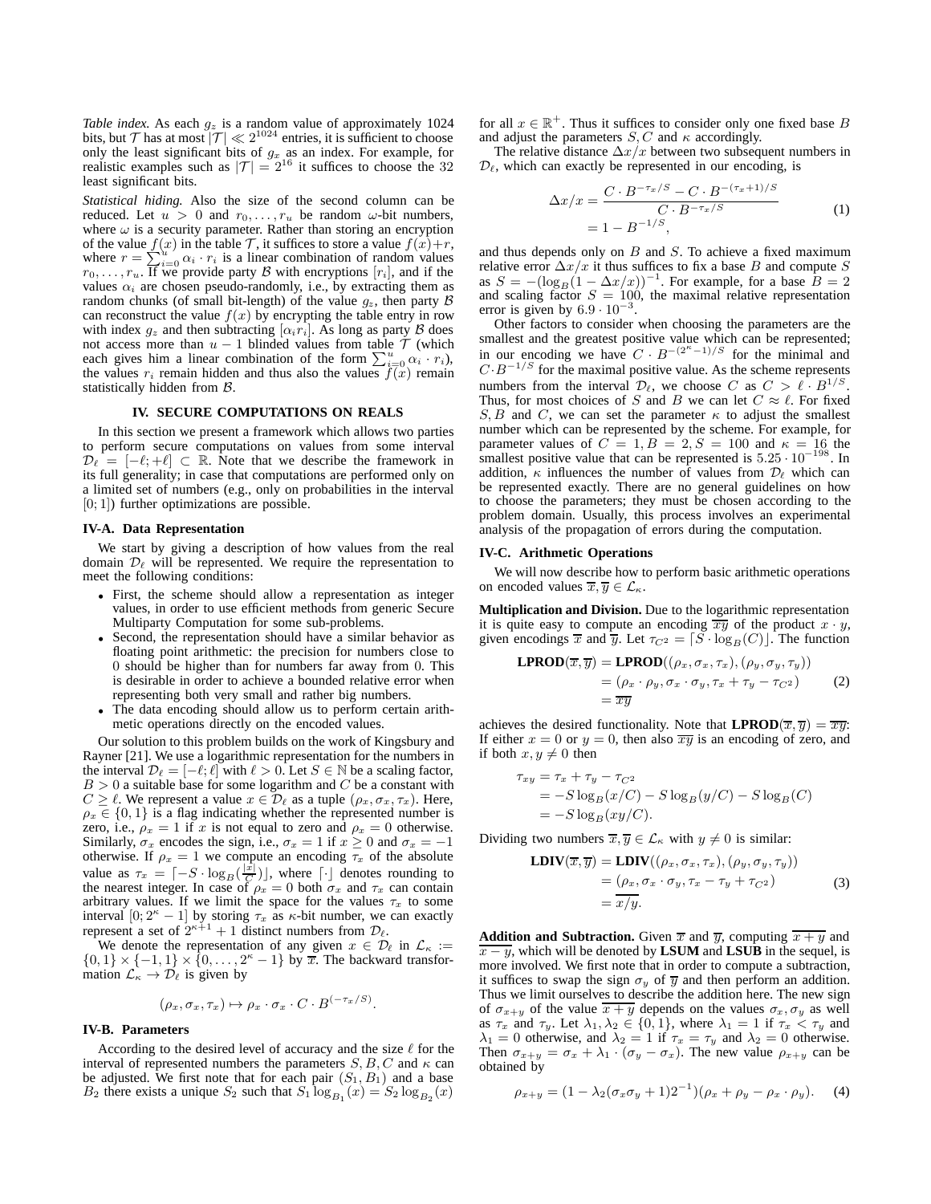*Table index.* As each $g_z$ is a random value of approximately 1024 bits, but $\mathcal{T}$ has at most $|\mathcal{T}| \ll 2^{1024}$ entries, it is sufficient to choose only the least significant bits of $g_x$ as an index. For example, for realistic examples such as $|\mathcal{T}| = 2^{16}$ it suffices to choose the 32 least significant bits.

*Statistical hiding.* Also the size of the second column can be reduced. Let $u > 0$ and $r_0, \ldots, r_u$ be random $\omega$-bit numbers, where $\omega$ is a security parameter. Rather than storing an encryption of the value $f(x)$ in the table $\mathcal{T}$, it suffices to store a value $f(x)+r$, where $r = \sum_{i=0}^{u} \alpha_i \cdot r_i$ is a linear combination of random values $r_0, \ldots, r_u$. If we provide party $\mathcal{B}$ with encryptions $[r_i]$, and if the values $\alpha_i$ are chosen pseudo-randomly, i.e., by extracting them as random chunks (of small bit-length) of the value $g_z$, then party $\mathcal{B}$ can reconstruct the value $f(x)$ by encrypting the table entry in row with index $g_z$ and then subtracting $[\alpha_i r_i]$. As long as party $\mathcal{B}$ does not access more than $u-1$ blinded values from table $\mathcal{T}$ (which each gives him a linear combination of the form $\sum_{i=0}^{u} \alpha_i \cdot r_i$), the values $r_i$ remain hidden and thus also the values $f(x)$ remain statistically hidden from $\mathcal{B}$.

## IV. Secure Computations on Reals

In this section we present a framework which allows two parties to perform secure computations on values from some interval $\mathcal{D}_\ell = [-\ell; +\ell] \subset \mathbb{R}$. Note that we describe the framework in its full generality; in case that computations are performed only on a limited set of numbers (e.g., only on probabilities in the interval $[0; 1]$) further optimizations are possible.

### IV-A. Data Representation

We start by giving a description of how values from the real domain $\mathcal{D}_\ell$ will be represented. We require the representation to meet the following conditions:

- First, the scheme should allow a representation as integer values, in order to use efficient methods from generic Secure Multiparty Computation for some sub-problems.
- Second, the representation should have a similar behavior as floating point arithmetic: the precision for numbers close to 0 should be higher than for numbers far away from 0. This is desirable in order to achieve a bounded relative error when representing both very small and rather big numbers.
- The data encoding should allow us to perform certain arithmetic operations directly on the encoded values.

Our solution to this problem builds on the work of Kingsbury and Rayner [21]. We use a logarithmic representation for the numbers in the interval $\mathcal{D}_\ell = [-\ell; \ell]$ with $\ell > 0$. Let $S \in \mathbb{N}$ be a scaling factor, $B > 0$ a suitable base for some logarithm and $C$ be a constant with $C \geq \ell$. We represent a value $x \in \mathcal{D}_\ell$ as a tuple $(\rho_x, \sigma_x, \tau_x)$. Here, $\rho_x \in \{0, 1\}$ is a flag indicating whether the represented number is zero, i.e., $\rho_x = 1$ if $x$ is not equal to zero and $\rho_x = 0$ otherwise. Similarly, $\sigma_x$ encodes the sign, i.e., $\sigma_x = 1$ if $x \geq 0$ and $\sigma_x = -1$ otherwise. If $\rho_x = 1$ we compute an encoding $\tau_x$ of the absolute value as $\tau_x = \lceil -S \cdot \log_B(\frac{|x|}{C}) \rfloor$, where $\lceil \cdot \rfloor$ denotes rounding to the nearest integer. In case of $\rho_x = 0$ both $\sigma_x$ and $\tau_x$ can contain arbitrary values. If we limit the space for the values $\tau_x$ to some interval $[0; 2^\kappa - 1]$ by storing $\tau_x$ as $\kappa$-bit number, we can exactly represent a set of $2^{\kappa+1} + 1$ distinct numbers from $\mathcal{D}_\ell$.

We denote the representation of any given $x \in \mathcal{D}_\ell$ in $\mathcal{L}_\kappa := \{0, 1\} \times \{-1, 1\} \times \{0, \ldots, 2^\kappa - 1\}$ by $\overline{x}$. The backward transformation $\mathcal{L}_\kappa \to \mathcal{D}_\ell$ is given by

$$(\rho_x, \sigma_x, \tau_x) \mapsto \rho_x \cdot \sigma_x \cdot C \cdot B^{(-\tau_x/S)}.$$

### IV-B. Parameters

According to the desired level of accuracy and the size $\ell$ for the interval of represented numbers the parameters $S, B, C$ and $\kappa$ can be adjusted. We first note that for each pair $(S_1, B_1)$ and a base $B_2$ there exists a unique $S_2$ such that $S_1 \log_{B_1}(x) = S_2 \log_{B_2}(x)$ for all $x \in \mathbb{R}^+$. Thus it suffices to consider only one fixed base $B$ and adjust the parameters $S, C$ and $\kappa$ accordingly.

The relative distance $\Delta x / x$ between two subsequent numbers in $\mathcal{D}_\ell$, which can exactly be represented in our encoding, is

$$\begin{aligned} \Delta x / x &= \frac{C \cdot B^{-\tau_x/S} - C \cdot B^{-(\tau_x+1)/S}}{C \cdot B^{-\tau_x/S}} \\ &= 1 - B^{-1/S}, \end{aligned} \tag{1}$$

and thus depends only on $B$ and $S$. To achieve a fixed maximum relative error $\Delta x / x$ it thus suffices to fix a base $B$ and compute $S$ as $S = -(\log_B(1 - \Delta x/x))^{-1}$. For example, for a base $B = 2$ and scaling factor $S = 100$, the maximal relative representation error is given by $6.9 \cdot 10^{-3}$.

Other factors to consider when choosing the parameters are the smallest and the greatest positive value which can be represented; in our encoding we have $C \cdot B^{-(2^\kappa - 1)/S}$ for the minimal and $C \cdot B^{-1/S}$ for the maximal positive value. As the scheme represents numbers from the interval $\mathcal{D}_\ell$, we choose $C$ as $C > \ell \cdot B^{1/S}$. Thus, for most choices of $S$ and $B$ we can let $C \approx \ell$. For fixed $S, B$ and $C$, we can set the parameter $\kappa$ to adjust the smallest number which can be represented by the scheme. For example, for parameter values of $C = 1, B = 2, S = 100$ and $\kappa = 16$ the smallest positive value that can be represented is $5.25 \cdot 10^{-198}$. In addition, $\kappa$ influences the number of values from $\mathcal{D}_\ell$ which can be represented exactly. There are no general guidelines on how to choose the parameters; they must be chosen according to the problem domain. Usually, this process involves an experimental analysis of the propagation of errors during the computation.

### IV-C. Arithmetic Operations

We will now describe how to perform basic arithmetic operations on encoded values $\overline{x}, \overline{y} \in \mathcal{L}_\kappa$.

**Multiplication and Division.** Due to the logarithmic representation it is quite easy to compute an encoding $\overline{xy}$ of the product $x \cdot y$, given encodings $\overline{x}$ and $\overline{y}$. Let $\tau_{C^2} = \lceil S \cdot \log_B(C) \rfloor$. The function

$$\begin{aligned} \textbf{LPROD}(\overline{x}, \overline{y}) &= \textbf{LPROD}((\rho_x, \sigma_x, \tau_x), (\rho_y, \sigma_y, \tau_y)) \\ &= (\rho_x \cdot \rho_y, \sigma_x \cdot \sigma_y, \tau_x + \tau_y - \tau_{C^2}) \\ &= \overline{xy} \end{aligned} \tag{2}$$

achieves the desired functionality. Note that $\textbf{LPROD}(\overline{x}, \overline{y}) = \overline{xy}$: If either $x = 0$ or $y = 0$, then also $\overline{xy}$ is an encoding of zero, and if both $x, y \neq 0$ then

$$\begin{aligned} \tau_{xy} &= \tau_x + \tau_y - \tau_{C^2} \\ &= -S \log_B(x/C) - S \log_B(y/C) - S \log_B(C) \\ &= -S \log_B(xy/C). \end{aligned}$$

Dividing two numbers $\overline{x}, \overline{y} \in \mathcal{L}_\kappa$ with $y \neq 0$ is similar:

$$\begin{aligned} \textbf{LDIV}(\overline{x}, \overline{y}) &= \textbf{LDIV}((\rho_x, \sigma_x, \tau_x), (\rho_y, \sigma_y, \tau_y)) \\ &= (\rho_x, \sigma_x \cdot \sigma_y, \tau_x - \tau_y + \tau_{C^2}) \\ &= \overline{x/y}. \end{aligned} \tag{3}$$

**Addition and Subtraction.** Given $\overline{x}$ and $\overline{y}$, computing $\overline{x+y}$ and $\overline{x-y}$, which will be denoted by **LSUM** and **LSUB** in the sequel, is more involved. We first note that in order to compute a subtraction, it suffices to swap the sign $\sigma_y$ of $\overline{y}$ and then perform an addition. Thus we limit ourselves to describe the addition here. The new sign of $\sigma_{x+y}$ of the value $\overline{x+y}$ depends on the values $\sigma_x, \sigma_y$ as well as $\tau_x$ and $\tau_y$. Let $\lambda_1, \lambda_2 \in \{0, 1\}$, where $\lambda_1 = 1$ if $\tau_x < \tau_y$ and $\lambda_1 = 0$ otherwise, and $\lambda_2 = 1$ if $\tau_x = \tau_y$ and $\lambda_2 = 0$ otherwise. Then $\sigma_{x+y} = \sigma_x + \lambda_1 \cdot (\sigma_y - \sigma_x)$. The new value $\rho_{x+y}$ can be obtained by

$$\rho_{x+y} = (1 - \lambda_2(\sigma_x \sigma_y + 1)2^{-1})(\rho_x + \rho_y - \rho_x \cdot \rho_y). \tag{4}$$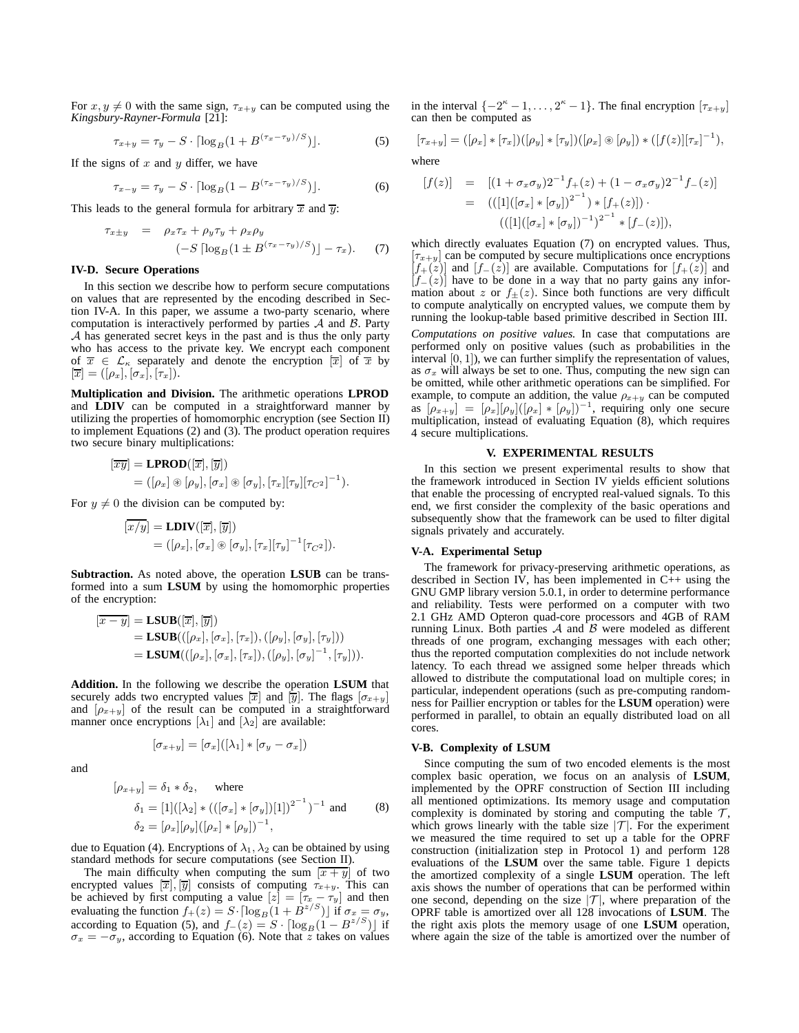For $x, y \neq 0$ with the same sign, $\tau_{x+y}$ can be computed using the *Kingsbury-Rayner-Formula* [21]:

$$\tau_{x+y} = \tau_y - S \cdot \lceil \log_B(1 + B^{(\tau_x - \tau_y)/S}) \rfloor. \quad (5)$$

If the signs of $x$ and $y$ differ, we have

$$\tau_{x-y} = \tau_y - S \cdot \lceil \log_B(1 - B^{(\tau_x - \tau_y)/S}) \rfloor. \quad (6)$$

This leads to the general formula for arbitrary $\overline{x}$ and $\overline{y}$:

$$\begin{aligned} \tau_{x \pm y} &= \rho_x \tau_x + \rho_y \tau_y + \rho_x \rho_y \\ &\quad (-S \lceil \log_B(1 \pm B^{(\tau_x - \tau_y)/S}) \rfloor - \tau_x). \end{aligned} \quad (7)$$

### IV-D. Secure Operations

In this section we describe how to perform secure computations on values that are represented by the encoding described in Section IV-A. In this paper, we assume a two-party scenario, where computation is interactively performed by parties $\mathcal{A}$ and $\mathcal{B}$. Party $\mathcal{A}$ has generated secret keys in the past and is thus the only party who has access to the private key. We encrypt each component of $\overline{x} \in \mathcal{L}_\kappa$ separately and denote the encryption $[\overline{x}]$ of $\overline{x}$ by $[\overline{x}] = ([\rho_x], [\sigma_x], [\tau_x])$.

**Multiplication and Division.** The arithmetic operations **LPROD** and **LDIV** can be computed in a straightforward manner by utilizing the properties of homomorphic encryption (see Section II) to implement Equations (2) and (3). The product operation requires two secure binary multiplications:

$$\begin{aligned} [\overline{xy}] &= \textbf{LPROD}([\overline{x}], [\overline{y}]) \\ &= ([\rho_x] \circledast [\rho_y], [\sigma_x] \circledast [\sigma_y], [\tau_x][\tau_y][\tau_{C^2}]^{-1}). \end{aligned}$$

For $y \neq 0$ the division can be computed by:

$$\begin{aligned} [\overline{x/y}] &= \textbf{LDIV}([\overline{x}], [\overline{y}]) \\ &= ([\rho_x], [\sigma_x] \circledast [\sigma_y], [\tau_x][\tau_y]^{-1}[\tau_{C^2}]). \end{aligned}$$

**Subtraction.** As noted above, the operation **LSUB** can be transformed into a sum **LSUM** by using the homomorphic properties of the encryption:

$$\begin{aligned} [\overline{x - y}] &= \textbf{LSUB}([\overline{x}], [\overline{y}]) \\ &= \textbf{LSUB}(([\rho_x], [\sigma_x], [\tau_x]), ([\rho_y], [\sigma_y], [\tau_y])) \\ &= \textbf{LSUM}(([\rho_x], [\sigma_x], [\tau_x]), ([\rho_y], [\sigma_y]^{-1}, [\tau_y])). \end{aligned}$$

**Addition.** In the following we describe the operation **LSUM** that securely adds two encrypted values $[\overline{x}]$ and $[\overline{y}]$. The flags $[\sigma_{x+y}]$ and $[\rho_{x+y}]$ of the result can be computed in a straightforward manner once encryptions $[\lambda_1]$ and $[\lambda_2]$ are available:

$$[\sigma_{x+y}] = [\sigma_x]([\lambda_1] * [\sigma_y - \sigma_x])$$

and

$$\begin{aligned} [\rho_{x+y}] &= \delta_1 * \delta_2, \quad \text{where} \\ \delta_1 &= [1]([\lambda_2] * (([\sigma_x] * [\sigma_y])[1])^{2^{-1}})^{-1} \text{ and} \\ \delta_2 &= [\rho_x][\rho_y]([\rho_x] * [\rho_y])^{-1}, \end{aligned} \quad (8)$$

due to Equation (4). Encryptions of $\lambda_1, \lambda_2$ can be obtained by using standard methods for secure computations (see Section II).

The main difficulty when computing the sum $[\overline{x + y}]$ of two encrypted values $[\overline{x}], [\overline{y}]$ consists of computing $\tau_{x+y}$. This can be achieved by first computing a value $[z] = [\tau_x - \tau_y]$ and then evaluating the function $f_+(z) = S \cdot \lceil \log_B(1 + B^{z/S}) \rfloor$ if $\sigma_x = \sigma_y$, according to Equation (5), and $f_-(z) = S \cdot \lceil \log_B(1 - B^{z/S}) \rfloor$ if $\sigma_x = -\sigma_y$, according to Equation (6). Note that $z$ takes on values in the interval $\{-2^\kappa - 1, \ldots, 2^\kappa - 1\}$. The final encryption $[\tau_{x+y}]$ can then be computed as

$$[\tau_{x+y}] = ([\rho_x] * [\tau_x])([\rho_y] * [\tau_y])([\rho_x] \circledast [\rho_y]) * ([f(z)][\tau_x]^{-1}),$$

where

$$\begin{aligned} [f(z)] &= [(1 + \sigma_x \sigma_y) 2^{-1} f_+(z) + (1 - \sigma_x \sigma_y) 2^{-1} f_-(z)] \\ &= (([1]([\sigma_x] * [\sigma_y])^{2^{-1}}) * [f_+(z)]) \cdot \\ &\quad (([1]([\sigma_x] * [\sigma_y])^{-1})^{2^{-1}} * [f_-(z)]), \end{aligned}$$

which directly evaluates Equation (7) on encrypted values. Thus, $[\tau_{x+y}]$ can be computed by secure multiplications once encryptions $[f_+(z)]$ and $[f_-(z)]$ are available. Computations for $[f_+(z)]$ and $[f_-(z)]$ have to be done in a way that no party gains any information about $z$ or $f_\pm(z)$. Since both functions are very difficult to compute analytically on encrypted values, we compute them by running the lookup-table based primitive described in Section III.

*Computations on positive values.* In case that computations are performed only on positive values (such as probabilities in the interval $[0, 1]$), we can further simplify the representation of values, as $\sigma_x$ will always be set to one. Thus, computing the new sign can be omitted, while other arithmetic operations can be simplified. For example, to compute an addition, the value $\rho_{x+y}$ can be computed as $[\rho_{x+y}] = [\rho_x][\rho_y]([\rho_x] * [\rho_y])^{-1}$, requiring only one secure multiplication, instead of evaluating Equation (8), which requires 4 secure multiplications.

## V. EXPERIMENTAL RESULTS

In this section we present experimental results to show that the framework introduced in Section IV yields efficient solutions that enable the processing of encrypted real-valued signals. To this end, we first consider the complexity of the basic operations and subsequently show that the framework can be used to filter digital signals privately and accurately.

### V-A. Experimental Setup

The framework for privacy-preserving arithmetic operations, as described in Section IV, has been implemented in C++ using the GNU GMP library version 5.0.1, in order to determine performance and reliability. Tests were performed on a computer with two 2.1 GHz AMD Opteron quad-core processors and 4GB of RAM running Linux. Both parties $\mathcal{A}$ and $\mathcal{B}$ were modeled as different threads of one program, exchanging messages with each other; thus the reported computation complexities do not include network latency. To each thread we assigned some helper threads which allowed to distribute the computational load on multiple cores; in particular, independent operations (such as pre-computing randomness for Paillier encryption or tables for the **LSUM** operation) were performed in parallel, to obtain an equally distributed load on all cores.

### V-B. Complexity of LSUM

Since computing the sum of two encoded elements is the most complex basic operation, we focus on an analysis of **LSUM**, implemented by the OPRF construction of Section III including all mentioned optimizations. Its memory usage and computation complexity is dominated by storing and computing the table $\mathcal{T}$, which grows linearly with the table size $|\mathcal{T}|$. For the experiment we measured the time required to set up a table for the OPRF construction (initialization step in Protocol 1) and perform 128 evaluations of the **LSUM** over the same table. Figure 1 depicts the amortized complexity of a single **LSUM** operation. The left axis shows the number of operations that can be performed within one second, depending on the size $|\mathcal{T}|$, where preparation of the OPRF table is amortized over all 128 invocations of **LSUM**. The right axis plots the memory usage of one **LSUM** operation, where again the size of the table is amortized over the number of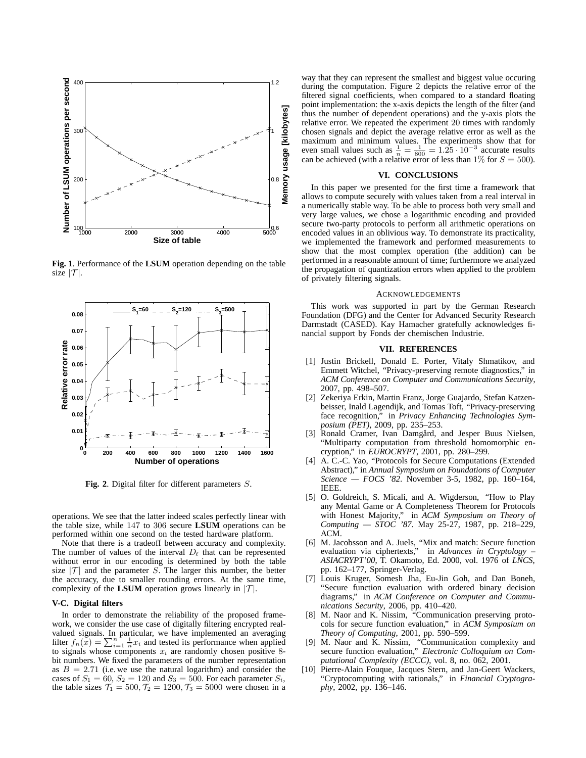**Fig. 1**. Performance of the **LSUM** operation depending on the table size $|\mathcal{T}|$.

**Fig. 2**. Digital filter for different parameters $S$.

operations. We see that the latter indeed scales perfectly linear with the table size, while 147 to 306 secure **LSUM** operations can be performed within one second on the tested hardware platform.

Note that there is a tradeoff between accuracy and complexity. The number of values of the interval $D_\ell$ that can be represented without error in our encoding is determined by both the table size $|\mathcal{T}|$ and the parameter $S$. The larger this number, the better the accuracy, due to smaller rounding errors. At the same time, complexity of the **LSUM** operation grows linearly in $|\mathcal{T}|$.

### V-C. Digital filters

In order to demonstrate the reliability of the proposed framework, we consider the use case of digitally filtering encrypted real-valued signals. In particular, we have implemented an averaging filter $f_n(x) = \sum_{i=1}^{n} \frac{1}{n} x_i$ and tested its performance when applied to signals whose components $x_i$ are randomly chosen positive 8-bit numbers. We fixed the parameters of the number representation as $B = 2.71$ (i.e. we use the natural logarithm) and consider the cases of $S_1 = 60$, $S_2 = 120$ and $S_3 = 500$. For each parameter $S_i$, the table sizes $\mathcal{T}_1 = 500, \mathcal{T}_2 = 1200, \mathcal{T}_3 = 5000$ were chosen in a way that they can represent the smallest and biggest value occuring during the computation. Figure 2 depicts the relative error of the filtered signal coefficients, when compared to a standard floating point implementation: the x-axis depicts the length of the filter (and thus the number of dependent operations) and the y-axis plots the relative error. We repeated the experiment 20 times with randomly chosen signals and depict the average relative error as well as the maximum and minimum values. The experiments show that for even small values such as $\frac{1}{n} = \frac{1}{800} = 1.25 \cdot 10^{-3}$ accurate results can be achieved (with a relative error of less than 1% for $S = 500$).

## VI. CONCLUSIONS

In this paper we presented for the first time a framework that allows to compute securely with values taken from a real interval in a numerically stable way. To be able to process both very small and very large values, we chose a logarithmic encoding and provided secure two-party protocols to perform all arithmetic operations on encoded values in an oblivious way. To demonstrate its practicality, we implemented the framework and performed measurements to show that the most complex operation (the addition) can be performed in a reasonable amount of time; furthermore we analyzed the propagation of quantization errors when applied to the problem of privately filtering signals.

### ACKNOWLEDGEMENTS

This work was supported in part by the German Research Foundation (DFG) and the Center for Advanced Security Research Darmstadt (CASED). Kay Hamacher gratefully acknowledges financial support by Fonds der chemischen Industrie.

## VII. REFERENCES

[1] Justin Brickell, Donald E. Porter, Vitaly Shmatikov, and Emmett Witchel, "Privacy-preserving remote diagnostics," in *ACM Conference on Computer and Communications Security*, 2007, pp. 498–507.

[2] Zekeriya Erkin, Martin Franz, Jorge Guajardo, Stefan Katzenbeisser, Inald Lagendijk, and Tomas Toft, "Privacy-preserving face recognition," in *Privacy Enhancing Technologies Symposium (PET)*, 2009, pp. 235–253.

[3] Ronald Cramer, Ivan Damgård, and Jesper Buus Nielsen, "Multiparty computation from threshold homomorphic encryption," in *EUROCRYPT*, 2001, pp. 280–299.

[4] A. C.-C. Yao, "Protocols for Secure Computations (Extended Abstract)," in *Annual Symposium on Foundations of Computer Science — FOCS '82*. November 3-5, 1982, pp. 160–164, IEEE.

[5] O. Goldreich, S. Micali, and A. Wigderson, "How to Play any Mental Game or A Completeness Theorem for Protocols with Honest Majority," in *ACM Symposium on Theory of Computing — STOC '87*. May 25-27, 1987, pp. 218–229, ACM.

[6] M. Jacobsson and A. Juels, "Mix and match: Secure function evaluation via ciphertexts," in *Advances in Cryptology – ASIACRYPT'00*, T. Okamoto, Ed. 2000, vol. 1976 of *LNCS*, pp. 162–177, Springer-Verlag.

[7] Louis Kruger, Somesh Jha, Eu-Jin Goh, and Dan Boneh, "Secure function evaluation with ordered binary decision diagrams," in *ACM Conference on Computer and Communications Security*, 2006, pp. 410–420.

[8] M. Naor and K. Nissim, "Communication preserving protocols for secure function evaluation," in *ACM Symposium on Theory of Computing*, 2001, pp. 590–599.

[9] M. Naor and K. Nissim, "Communication complexity and secure function evaluation," *Electronic Colloquium on Computational Complexity (ECCC)*, vol. 8, no. 062, 2001.

[10] Pierre-Alain Fouque, Jacques Stern, and Jan-Geert Wackers, "Cryptocomputing with rationals," in *Financial Cryptography*, 2002, pp. 136–146.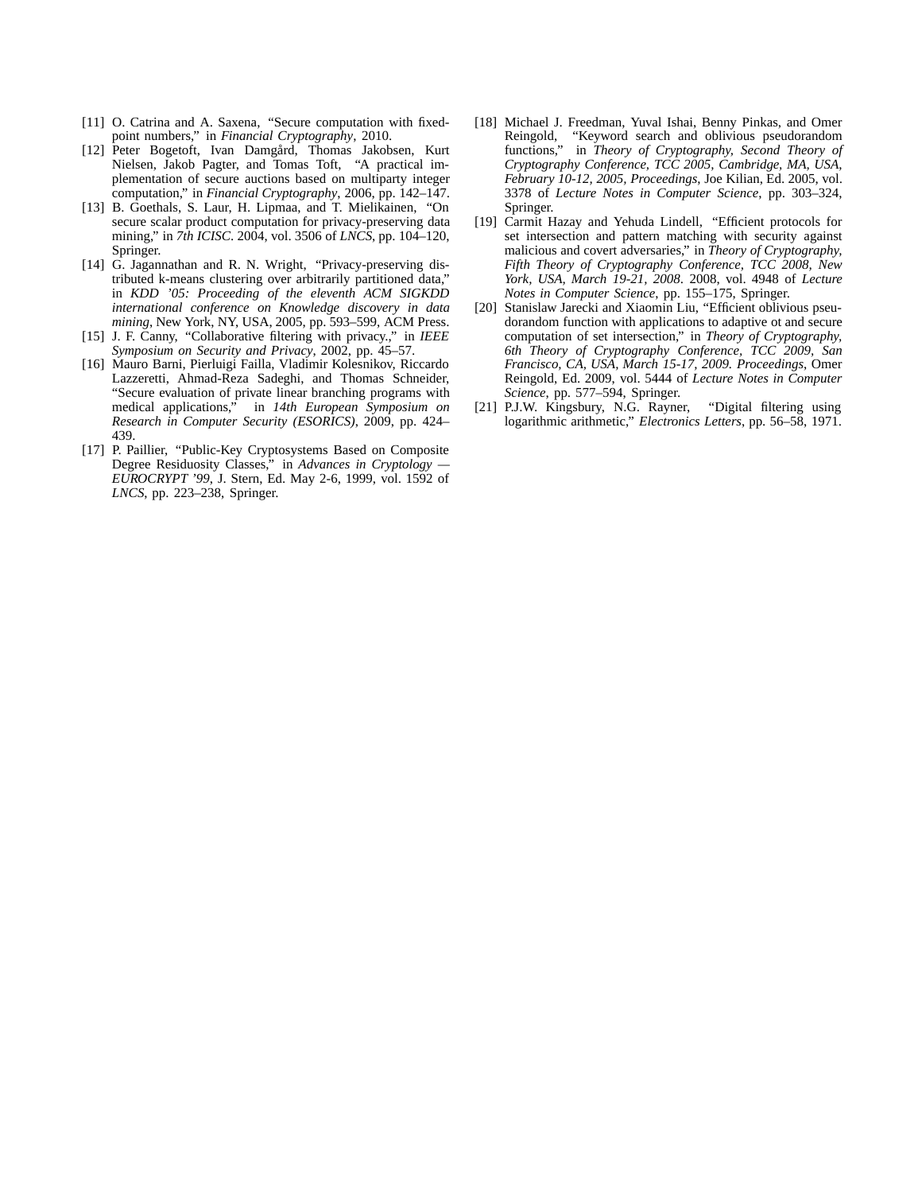[11] O. Catrina and A. Saxena, "Secure computation with fixed-point numbers," in *Financial Cryptography*, 2010.

[12] Peter Bogetoft, Ivan Damgård, Thomas Jakobsen, Kurt Nielsen, Jakob Pagter, and Tomas Toft, "A practical implementation of secure auctions based on multiparty integer computation," in *Financial Cryptography*, 2006, pp. 142–147.

[13] B. Goethals, S. Laur, H. Lipmaa, and T. Mielikainen, "On secure scalar product computation for privacy-preserving data mining," in *7th ICISC*. 2004, vol. 3506 of *LNCS*, pp. 104–120, Springer.

[14] G. Jagannathan and R. N. Wright, "Privacy-preserving distributed k-means clustering over arbitrarily partitioned data," in *KDD '05: Proceeding of the eleventh ACM SIGKDD international conference on Knowledge discovery in data mining*, New York, NY, USA, 2005, pp. 593–599, ACM Press.

[15] J. F. Canny, "Collaborative filtering with privacy.," in *IEEE Symposium on Security and Privacy*, 2002, pp. 45–57.

[16] Mauro Barni, Pierluigi Failla, Vladimir Kolesnikov, Riccardo Lazzeretti, Ahmad-Reza Sadeghi, and Thomas Schneider, "Secure evaluation of private linear branching programs with medical applications," in *14th European Symposium on Research in Computer Security (ESORICS)*, 2009, pp. 424–439.

[17] P. Paillier, "Public-Key Cryptosystems Based on Composite Degree Residuosity Classes," in *Advances in Cryptology — EUROCRYPT '99*, J. Stern, Ed. May 2-6, 1999, vol. 1592 of *LNCS*, pp. 223–238, Springer.

[18] Michael J. Freedman, Yuval Ishai, Benny Pinkas, and Omer Reingold, "Keyword search and oblivious pseudorandom functions," in *Theory of Cryptography, Second Theory of Cryptography Conference, TCC 2005, Cambridge, MA, USA, February 10-12, 2005, Proceedings*, Joe Kilian, Ed. 2005, vol. 3378 of *Lecture Notes in Computer Science*, pp. 303–324, Springer.

[19] Carmit Hazay and Yehuda Lindell, "Efficient protocols for set intersection and pattern matching with security against malicious and covert adversaries," in *Theory of Cryptography, Fifth Theory of Cryptography Conference, TCC 2008, New York, USA, March 19-21, 2008*. 2008, vol. 4948 of *Lecture Notes in Computer Science*, pp. 155–175, Springer.

[20] Stanislaw Jarecki and Xiaomin Liu, "Efficient oblivious pseudorandom function with applications to adaptive ot and secure computation of set intersection," in *Theory of Cryptography, 6th Theory of Cryptography Conference, TCC 2009, San Francisco, CA, USA, March 15-17, 2009. Proceedings*, Omer Reingold, Ed. 2009, vol. 5444 of *Lecture Notes in Computer Science*, pp. 577–594, Springer.

[21] P.J.W. Kingsbury, N.G. Rayner, "Digital filtering using logarithmic arithmetic," *Electronics Letters*, pp. 56–58, 1971.